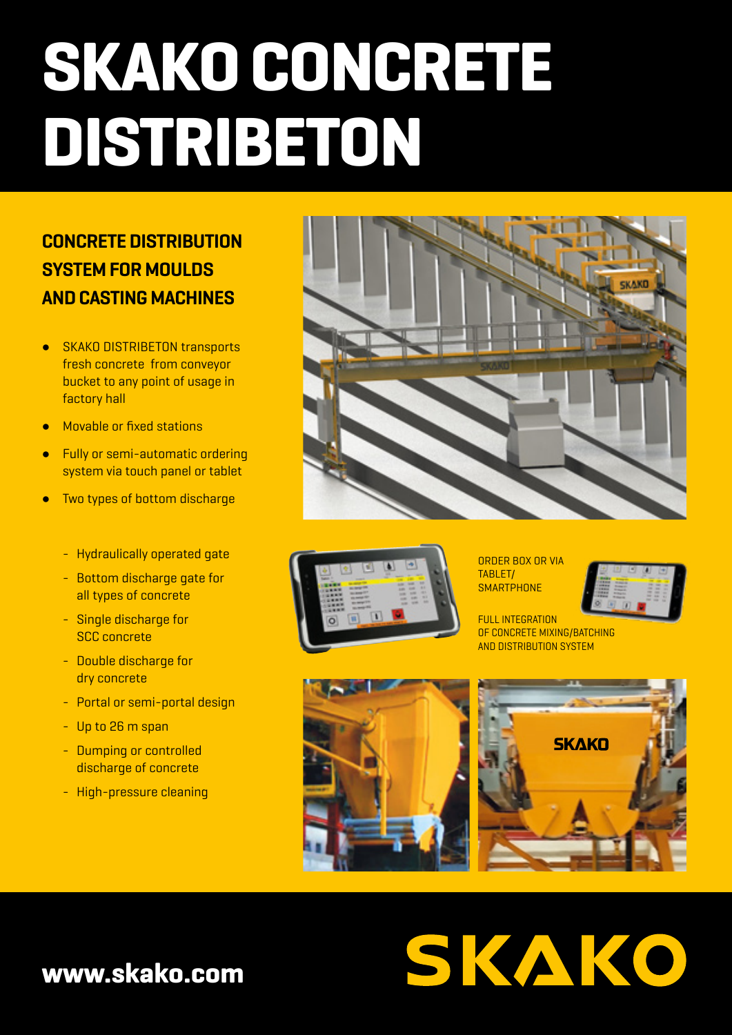# SKAKO CONCRETE DISTRIBETON

## CONCRETE DISTRIBUTION SYSTEM FOR MOULDS AND CASTING MACHINES

- SKAKO DISTRIBETON transports fresh concrete from conveyor bucket to any point of usage in factory hall
- Movable or fixed stations
- Fully or semi-automatic ordering system via touch panel or tablet
- Two types of bottom discharge
  - Hydraulically operated gate
  - Bottom discharge gate for all types of concrete
  - Single discharge for SCC concrete
  - Double discharge for dry concrete
  - Portal or semi-portal design
  - Up to 26 m span
  - Dumping or controlled discharge of concrete
  - High-pressure cleaning

ORDER BOX OR VIA TABLET/ SMARTPHONE

FULL INTEGRATION OF CONCRETE MIXING/BATCHING AND DISTRIBUTION SYSTEM

**www.skako.com**

SKAKO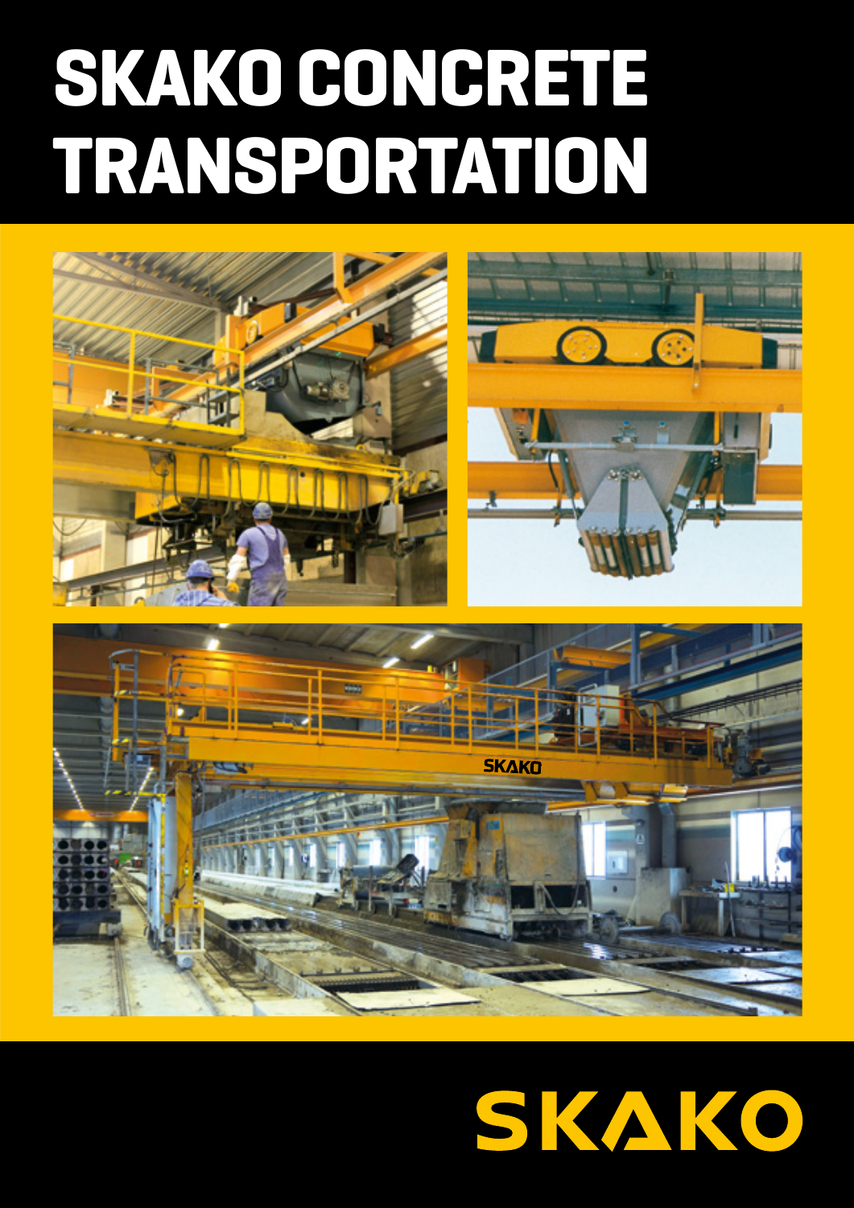# SKAKO CONCRETE TRANSPORTATION

SKAKO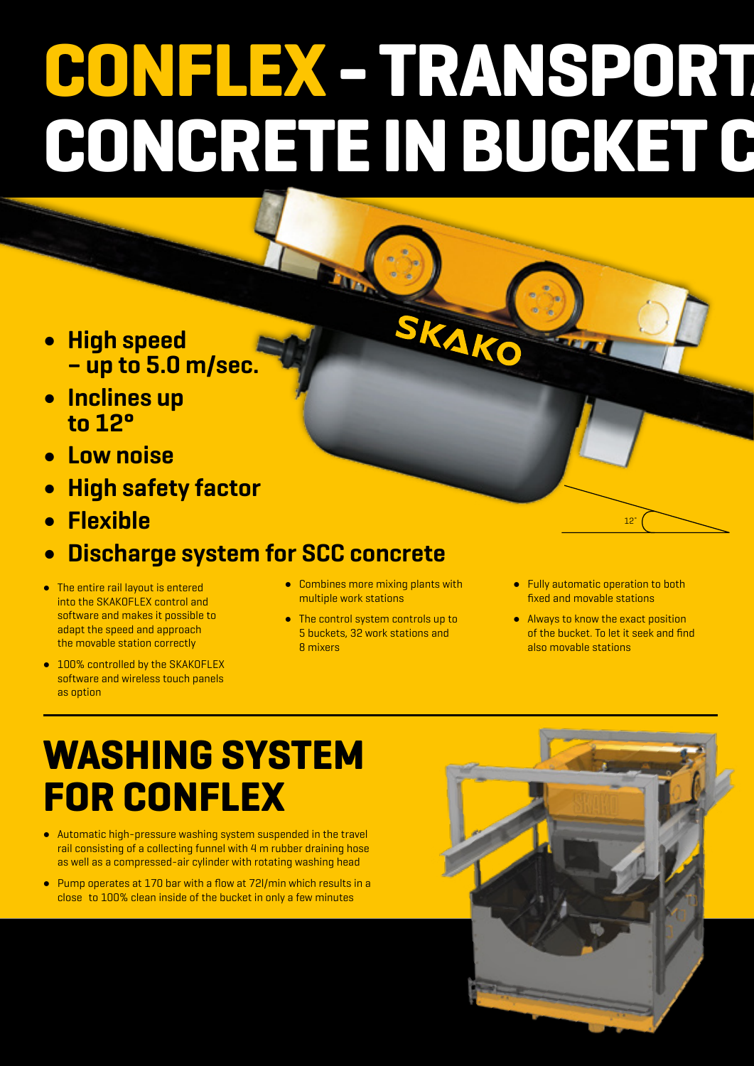# CONFLEX – TRANSPORT CONCRETE IN BUCKET C

- **High speed – up to 5.0 m/sec.**
- **Inclines up to 12°**
- **Low noise**
- **High safety factor**
- **Flexible**
- **Discharge system for SCC concrete**

- The entire rail layout is entered into the SKAKOFLEX control and software and makes it possible to adapt the speed and approach the movable station correctly
- 100% controlled by the SKAKOFLEX software and wireless touch panels as option
- Combines more mixing plants with multiple work stations
- The control system controls up to 5 buckets, 32 work stations and 8 mixers
- Fully automatic operation to both fixed and movable stations
- Always to know the exact position of the bucket. To let it seek and find also movable stations

# WASHING SYSTEM FOR CONFLEX

- Automatic high-pressure washing system suspended in the travel rail consisting of a collecting funnel with 4 m rubber draining hose as well as a compressed-air cylinder with rotating washing head
- Pump operates at 170 bar with a flow at 72l/min which results in a close to 100% clean inside of the bucket in only a few minutes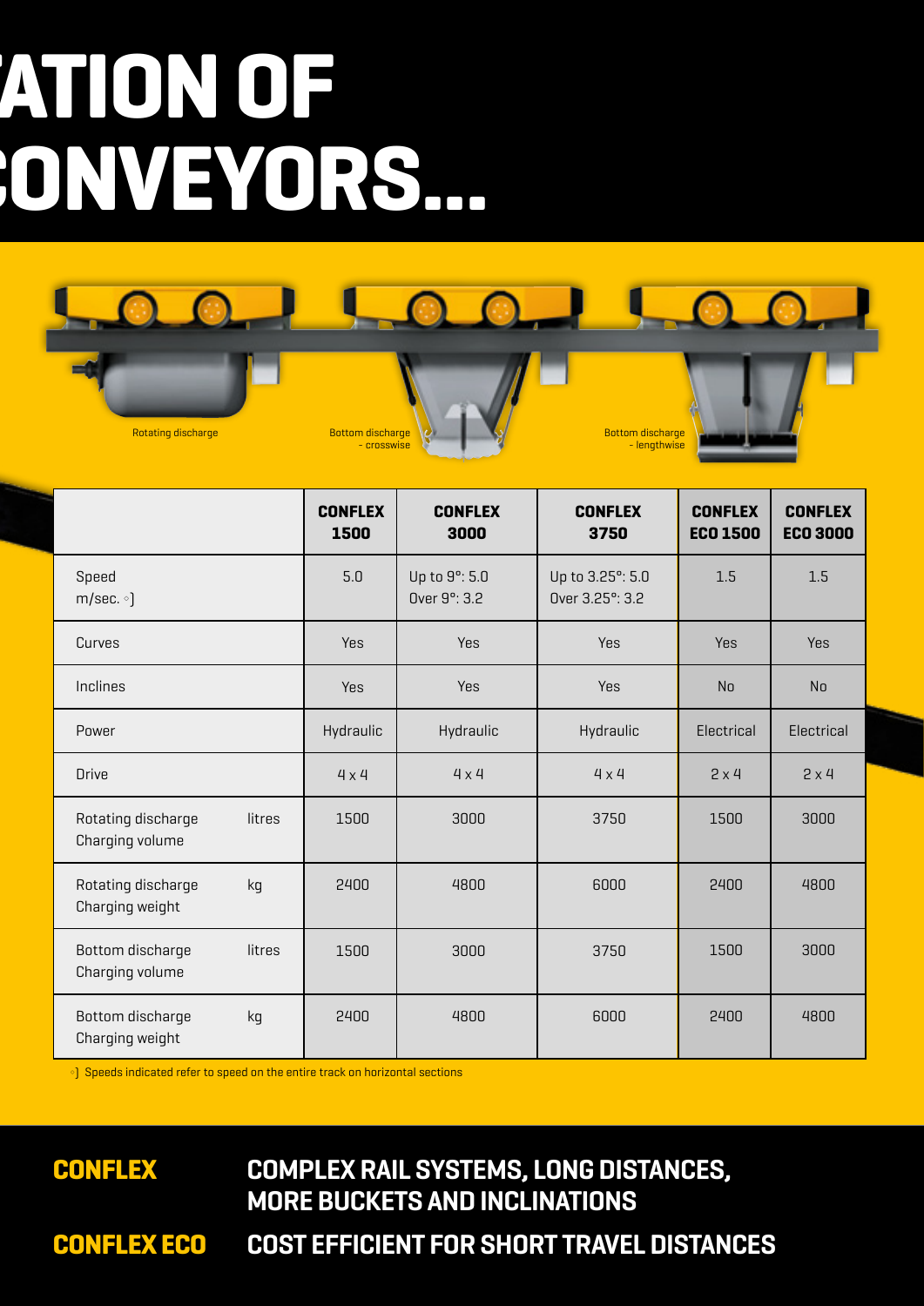# ATION OF CONVEYORS...

Rotating discharge

Bottom discharge - crosswise

Bottom discharge - lengthwise

| | | CONFLEX 1500 | CONFLEX 3000 | CONFLEX 3750 | CONFLEX ECO 1500 | CONFLEX ECO 3000 |
|---|---|---|---|---|---|---|
| Speed m/sec. *) | | 5.0 | Up to 9°: 5.0 Over 9°: 3.2 | Up to 3.25°: 5.0 Over 3.25°: 3.2 | 1.5 | 1.5 |
| Curves | | Yes | Yes | Yes | Yes | Yes |
| Inclines | | Yes | Yes | Yes | No | No |
| Power | | Hydraulic | Hydraulic | Hydraulic | Electrical | Electrical |
| Drive | | 4 x 4 | 4 x 4 | 4 x 4 | 2 x 4 | 2 x 4 |
| Rotating discharge Charging volume | litres | 1500 | 3000 | 3750 | 1500 | 3000 |
| Rotating discharge Charging weight | kg | 2400 | 4800 | 6000 | 2400 | 4800 |
| Bottom discharge Charging volume | litres | 1500 | 3000 | 3750 | 1500 | 3000 |
| Bottom discharge Charging weight | kg | 2400 | 4800 | 6000 | 2400 | 4800 |

*) Speeds indicated refer to speed on the entire track on horizontal sections

**CONFLEX** — **COMPLEX RAIL SYSTEMS, LONG DISTANCES, MORE BUCKETS AND INCLINATIONS**

**CONFLEX ECO** — **COST EFFICIENT FOR SHORT TRAVEL DISTANCES**